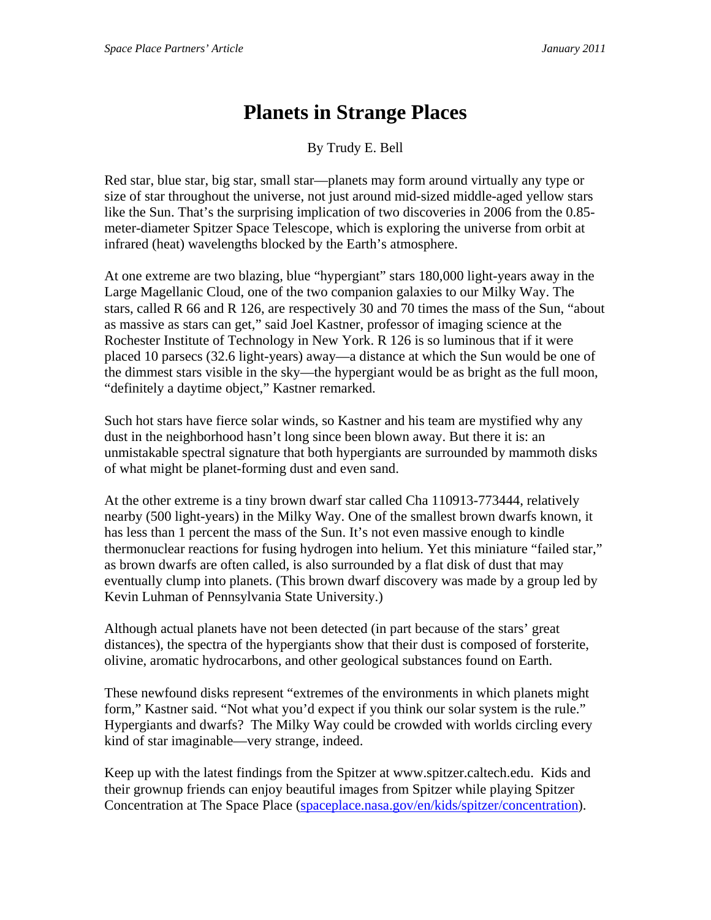# Planets in Strange Places

By Trudy E. Bell

Red star, blue star, big star, small star—planets may form around virtually any type or size of star throughout the universe, not just around mid-sized middle-aged yellow stars like the Sun. That's the surprising implication of two discoveries in 2006 from the 0.85-meter-diameter Spitzer Space Telescope, which is exploring the universe from orbit at infrared (heat) wavelengths blocked by the Earth's atmosphere.

At one extreme are two blazing, blue "hypergiant" stars 180,000 light-years away in the Large Magellanic Cloud, one of the two companion galaxies to our Milky Way. The stars, called R 66 and R 126, are respectively 30 and 70 times the mass of the Sun, "about as massive as stars can get," said Joel Kastner, professor of imaging science at the Rochester Institute of Technology in New York. R 126 is so luminous that if it were placed 10 parsecs (32.6 light-years) away—a distance at which the Sun would be one of the dimmest stars visible in the sky—the hypergiant would be as bright as the full moon, "definitely a daytime object," Kastner remarked.

Such hot stars have fierce solar winds, so Kastner and his team are mystified why any dust in the neighborhood hasn't long since been blown away. But there it is: an unmistakable spectral signature that both hypergiants are surrounded by mammoth disks of what might be planet-forming dust and even sand.

At the other extreme is a tiny brown dwarf star called Cha 110913-773444, relatively nearby (500 light-years) in the Milky Way. One of the smallest brown dwarfs known, it has less than 1 percent the mass of the Sun. It's not even massive enough to kindle thermonuclear reactions for fusing hydrogen into helium. Yet this miniature "failed star," as brown dwarfs are often called, is also surrounded by a flat disk of dust that may eventually clump into planets. (This brown dwarf discovery was made by a group led by Kevin Luhman of Pennsylvania State University.)

Although actual planets have not been detected (in part because of the stars' great distances), the spectra of the hypergiants show that their dust is composed of forsterite, olivine, aromatic hydrocarbons, and other geological substances found on Earth.

These newfound disks represent "extremes of the environments in which planets might form," Kastner said. "Not what you'd expect if you think our solar system is the rule." Hypergiants and dwarfs? The Milky Way could be crowded with worlds circling every kind of star imaginable—very strange, indeed.

Keep up with the latest findings from the Spitzer at www.spitzer.caltech.edu. Kids and their grownup friends can enjoy beautiful images from Spitzer while playing Spitzer Concentration at The Space Place (spaceplace.nasa.gov/en/kids/spitzer/concentration).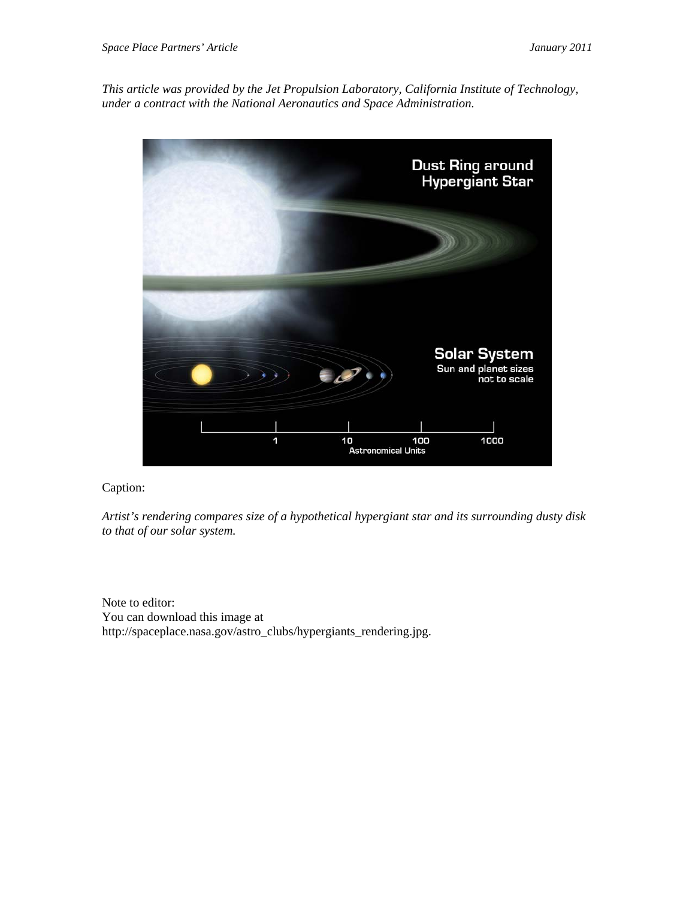*This article was provided by the Jet Propulsion Laboratory, California Institute of Technology, under a contract with the National Aeronautics and Space Administration.*

Dust Ring around Hypergiant Star

Solar System

Sun and planet sizes not to scale

1 10 100 1000

Astronomical Units

Caption:

*Artist's rendering compares size of a hypothetical hypergiant star and its surrounding dusty disk to that of our solar system.*

Note to editor:
You can download this image at
http://spaceplace.nasa.gov/astro_clubs/hypergiants_rendering.jpg.